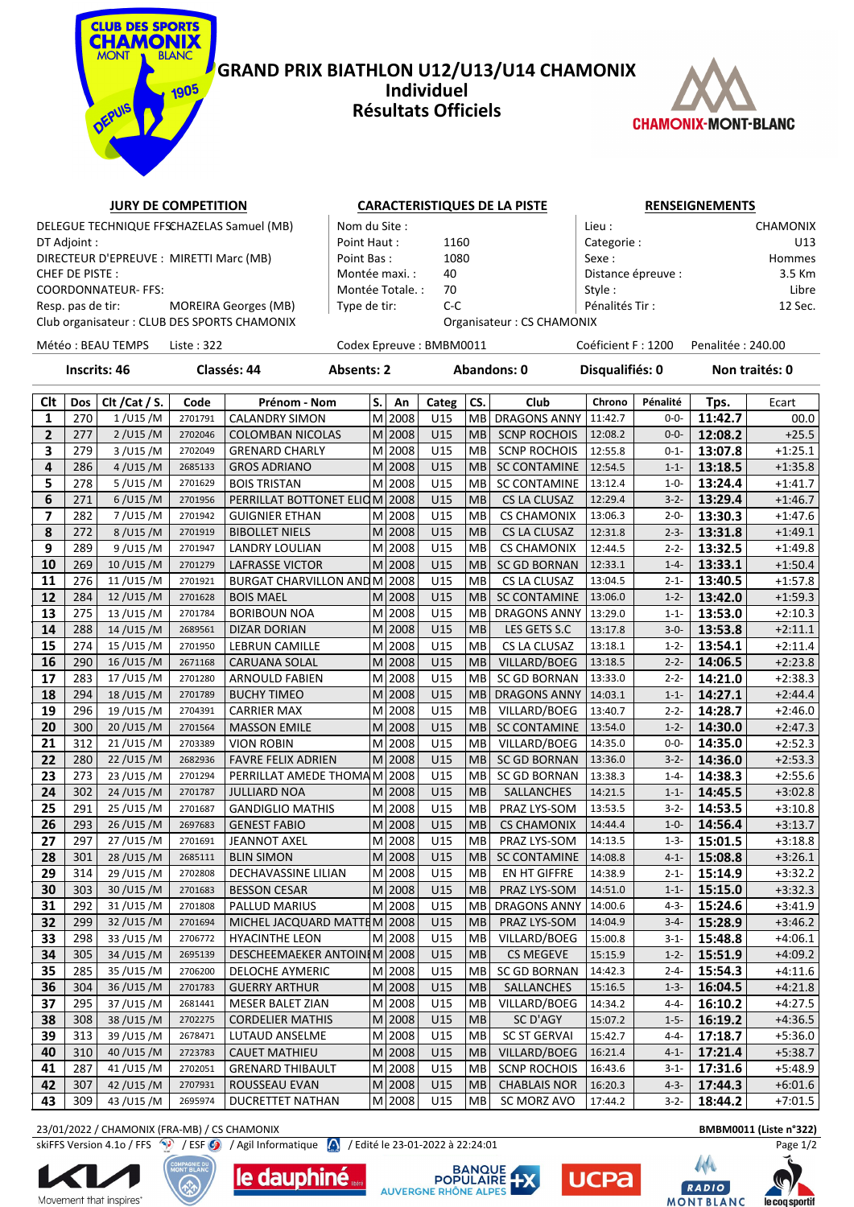# GRAND PRIX BIATHLON U12/U13/U14 CHAMONIX
## Individuel
## Résultats Officiels

| JURY DE COMPETITION | | CARACTERISTIQUES DE LA PISTE | | RENSEIGNEMENTS | |
|---|---|---|---|---|---|
| DELEGUE TECHNIQUE FFS | CHAZELAS Samuel (MB) | Nom du Site : | | Lieu : | CHAMONIX |
| DT Adjoint : | | Point Haut : | 1160 | Categorie : | U13 |
| DIRECTEUR D'EPREUVE : | MIRETTI Marc (MB) | Point Bas : | 1080 | Sexe : | Hommes |
| CHEF DE PISTE : | | Montée maxi. : | 40 | Distance épreuve : | 3.5 Km |
| COORDONNATEUR- FFS: | | Montée Totale. : | 70 | Style : | Libre |
| Resp. pas de tir: | MOREIRA Georges (MB) | Type de tir: | C-C | Pénalités Tir : | 12 Sec. |
| Club organisateur : CLUB DES SPORTS CHAMONIX | | Organisateur : CS CHAMONIX | | | |

Météo : BEAU TEMPS — Liste : 322 — Codex Epreuve : BMBM0011 — Coéficient F : 1200 — Penalitée : 240.00

Inscrits: 46 — Classés: 44 — Absents: 2 — Abandons: 0 — Disqualifiés: 0 — Non traités: 0

| Clt | Dos | Clt /Cat / S. | Code | Prénom - Nom | S. | An | Categ | CS. | Club | Chrono | Pénalité | Tps. | Ecart |
|---|---|---|---|---|---|---|---|---|---|---|---|---|---|
| 1 | 270 | 1 /U15 /M | 2701791 | CALANDRY SIMON | M | 2008 | U15 | MB | DRAGONS ANNY | 11:42.7 | 0-0- | **11:42.7** | 00.0 |
| 2 | 277 | 2 /U15 /M | 2702046 | COLOMBAN NICOLAS | M | 2008 | U15 | MB | SCNP ROCHOIS | 12:08.2 | 0-0- | **12:08.2** | +25.5 |
| 3 | 279 | 3 /U15 /M | 2702049 | GRENARD CHARLY | M | 2008 | U15 | MB | SCNP ROCHOIS | 12:55.8 | 0-1- | **13:07.8** | +1:25.1 |
| 4 | 286 | 4 /U15 /M | 2685133 | GROS ADRIANO | M | 2008 | U15 | MB | SC CONTAMINE | 12:54.5 | 1-1- | **13:18.5** | +1:35.8 |
| 5 | 278 | 5 /U15 /M | 2701629 | BOIS TRISTAN | M | 2008 | U15 | MB | SC CONTAMINE | 13:12.4 | 1-0- | **13:24.4** | +1:41.7 |
| 6 | 271 | 6 /U15 /M | 2701956 | PERRILLAT BOTTONET ELIO | M | 2008 | U15 | MB | CS LA CLUSAZ | 12:29.4 | 3-2- | **13:29.4** | +1:46.7 |
| 7 | 282 | 7 /U15 /M | 2701942 | GUIGNIER ETHAN | M | 2008 | U15 | MB | CS CHAMONIX | 13:06.3 | 2-0- | **13:30.3** | +1:47.6 |
| 8 | 272 | 8 /U15 /M | 2701919 | BIBOLLET NIELS | M | 2008 | U15 | MB | CS LA CLUSAZ | 12:31.8 | 2-3- | **13:31.8** | +1:49.1 |
| 9 | 289 | 9 /U15 /M | 2701947 | LANDRY LOULIAN | M | 2008 | U15 | MB | CS CHAMONIX | 12:44.5 | 2-2- | **13:32.5** | +1:49.8 |
| 10 | 269 | 10 /U15 /M | 2701279 | LAFRASSE VICTOR | M | 2008 | U15 | MB | SC GD BORNAN | 12:33.1 | 1-4- | **13:33.1** | +1:50.4 |
| 11 | 276 | 11 /U15 /M | 2701921 | BURGAT CHARVILLON AND | M | 2008 | U15 | MB | CS LA CLUSAZ | 13:04.5 | 2-1- | **13:40.5** | +1:57.8 |
| 12 | 284 | 12 /U15 /M | 2701628 | BOIS MAEL | M | 2008 | U15 | MB | SC CONTAMINE | 13:06.0 | 1-2- | **13:42.0** | +1:59.3 |
| 13 | 275 | 13 /U15 /M | 2701784 | BORIBOUN NOA | M | 2008 | U15 | MB | DRAGONS ANNY | 13:29.0 | 1-1- | **13:53.0** | +2:10.3 |
| 14 | 288 | 14 /U15 /M | 2689561 | DIZAR DORIAN | M | 2008 | U15 | MB | LES GETS S.C | 13:17.8 | 3-0- | **13:53.8** | +2:11.1 |
| 15 | 274 | 15 /U15 /M | 2701950 | LEBRUN CAMILLE | M | 2008 | U15 | MB | CS LA CLUSAZ | 13:18.1 | 1-2- | **13:54.1** | +2:11.4 |
| 16 | 290 | 16 /U15 /M | 2671168 | CARUANA SOLAL | M | 2008 | U15 | MB | VILLARD/BOEG | 13:18.5 | 2-2- | **14:06.5** | +2:23.8 |
| 17 | 283 | 17 /U15 /M | 2701280 | ARNOULD FABIEN | M | 2008 | U15 | MB | SC GD BORNAN | 13:33.0 | 2-2- | **14:21.0** | +2:38.3 |
| 18 | 294 | 18 /U15 /M | 2701789 | BUCHY TIMEO | M | 2008 | U15 | MB | DRAGONS ANNY | 14:03.1 | 1-1- | **14:27.1** | +2:44.4 |
| 19 | 296 | 19 /U15 /M | 2704391 | CARRIER MAX | M | 2008 | U15 | MB | VILLARD/BOEG | 13:40.7 | 2-2- | **14:28.7** | +2:46.0 |
| 20 | 300 | 20 /U15 /M | 2701564 | MASSON EMILE | M | 2008 | U15 | MB | SC CONTAMINE | 13:54.0 | 1-2- | **14:30.0** | +2:47.3 |
| 21 | 312 | 21 /U15 /M | 2703389 | VION ROBIN | M | 2008 | U15 | MB | VILLARD/BOEG | 14:35.0 | 0-0- | **14:35.0** | +2:52.3 |
| 22 | 280 | 22 /U15 /M | 2682936 | FAVRE FELIX ADRIEN | M | 2008 | U15 | MB | SC GD BORNAN | 13:36.0 | 3-2- | **14:36.0** | +2:53.3 |
| 23 | 273 | 23 /U15 /M | 2701294 | PERRILLAT AMEDE THOMA | M | 2008 | U15 | MB | SC GD BORNAN | 13:38.3 | 1-4- | **14:38.3** | +2:55.6 |
| 24 | 302 | 24 /U15 /M | 2701787 | JULLIARD NOA | M | 2008 | U15 | MB | SALLANCHES | 14:21.5 | 1-1- | **14:45.5** | +3:02.8 |
| 25 | 291 | 25 /U15 /M | 2701687 | GANDIGLIO MATHIS | M | 2008 | U15 | MB | PRAZ LYS-SOM | 13:53.5 | 3-2- | **14:53.5** | +3:10.8 |
| 26 | 293 | 26 /U15 /M | 2697683 | GENEST FABIO | M | 2008 | U15 | MB | CS CHAMONIX | 14:44.4 | 1-0- | **14:56.4** | +3:13.7 |
| 27 | 297 | 27 /U15 /M | 2701691 | JEANNOT AXEL | M | 2008 | U15 | MB | PRAZ LYS-SOM | 14:13.5 | 1-3- | **15:01.5** | +3:18.8 |
| 28 | 301 | 28 /U15 /M | 2685111 | BLIN SIMON | M | 2008 | U15 | MB | SC CONTAMINE | 14:08.8 | 4-1- | **15:08.8** | +3:26.1 |
| 29 | 314 | 29 /U15 /M | 2702808 | DECHAVASSINE LILIAN | M | 2008 | U15 | MB | EN HT GIFFRE | 14:38.9 | 2-1- | **15:14.9** | +3:32.2 |
| 30 | 303 | 30 /U15 /M | 2701683 | BESSON CESAR | M | 2008 | U15 | MB | PRAZ LYS-SOM | 14:51.0 | 1-1- | **15:15.0** | +3:32.3 |
| 31 | 292 | 31 /U15 /M | 2701808 | PALLUD MARIUS | M | 2008 | U15 | MB | DRAGONS ANNY | 14:00.6 | 4-3- | **15:24.6** | +3:41.9 |
| 32 | 299 | 32 /U15 /M | 2701694 | MICHEL JACQUARD MATTE | M | 2008 | U15 | MB | PRAZ LYS-SOM | 14:04.9 | 3-4- | **15:28.9** | +3:46.2 |
| 33 | 298 | 33 /U15 /M | 2706772 | HYACINTHE LEON | M | 2008 | U15 | MB | VILLARD/BOEG | 15:00.8 | 3-1- | **15:48.8** | +4:06.1 |
| 34 | 305 | 34 /U15 /M | 2695139 | DESCHEEMAEKER ANTOINE | M | 2008 | U15 | MB | CS MEGEVE | 15:15.9 | 1-2- | **15:51.9** | +4:09.2 |
| 35 | 285 | 35 /U15 /M | 2706200 | DELOCHE AYMERIC | M | 2008 | U15 | MB | SC GD BORNAN | 14:42.3 | 2-4- | **15:54.3** | +4:11.6 |
| 36 | 304 | 36 /U15 /M | 2701783 | GUERRY ARTHUR | M | 2008 | U15 | MB | SALLANCHES | 15:16.5 | 1-3- | **16:04.5** | +4:21.8 |
| 37 | 295 | 37 /U15 /M | 2681441 | MESER BALET ZIAN | M | 2008 | U15 | MB | VILLARD/BOEG | 14:34.2 | 4-4- | **16:10.2** | +4:27.5 |
| 38 | 308 | 38 /U15 /M | 2702275 | CORDELIER MATHIS | M | 2008 | U15 | MB | SC D'AGY | 15:07.2 | 1-5- | **16:19.2** | +4:36.5 |
| 39 | 313 | 39 /U15 /M | 2678471 | LUTAUD ANSELME | M | 2008 | U15 | MB | SC ST GERVAI | 15:42.7 | 4-4- | **17:18.7** | +5:36.0 |
| 40 | 310 | 40 /U15 /M | 2723783 | CAUET MATHIEU | M | 2008 | U15 | MB | VILLARD/BOEG | 16:21.4 | 4-1- | **17:21.4** | +5:38.7 |
| 41 | 287 | 41 /U15 /M | 2702051 | GRENARD THIBAULT | M | 2008 | U15 | MB | SCNP ROCHOIS | 16:43.6 | 3-1- | **17:31.6** | +5:48.9 |
| 42 | 307 | 42 /U15 /M | 2707931 | ROUSSEAU EVAN | M | 2008 | U15 | MB | CHABLAIS NOR | 16:20.3 | 4-3- | **17:44.3** | +6:01.6 |
| 43 | 309 | 43 /U15 /M | 2695974 | DUCRETTET NATHAN | M | 2008 | U15 | MB | SC MORZ AVO | 17:44.2 | 3-2- | **18:44.2** | +7:01.5 |

23/01/2022 / CHAMONIX (FRA-MB) / CS CHAMONIX — BMBM0011 (Liste n°322)

skiFFS Version 4.1o / FFS / ESF / Agil Informatique / Edité le 23-01-2022 à 22:24:01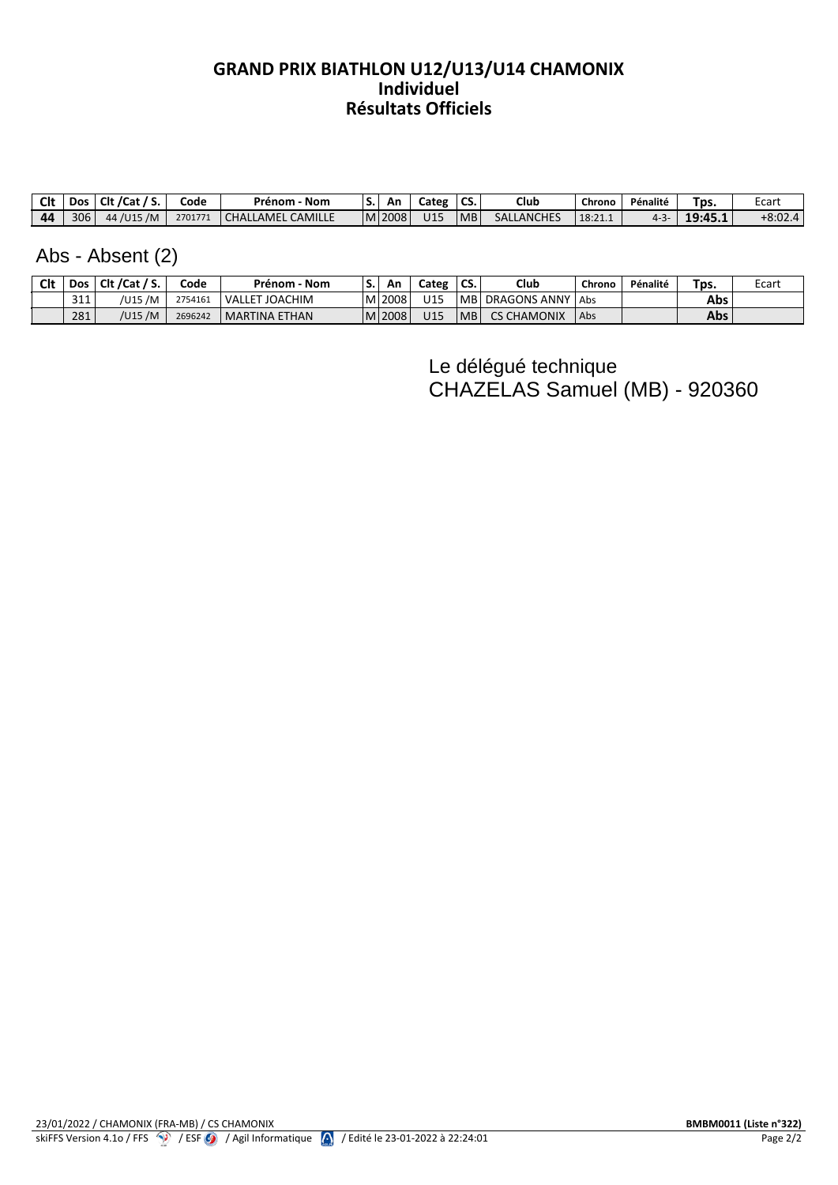# GRAND PRIX BIATHLON U12/U13/U14 CHAMONIX
## Individuel
## Résultats Officiels

| Clt | Dos | Clt /Cat / S. | Code | Prénom - Nom | S. | An | Categ | CS. | Club | Chrono | Pénalité | Tps. | Ecart |
|---|---|---|---|---|---|---|---|---|---|---|---|---|---|
| **44** | 306 | 44 /U15 /M | 2701771 | CHALLAMEL CAMILLE | M | 2008 | U15 | MB | SALLANCHES | 18:21.1 | 4-3- | **19:45.1** | +8:02.4 |

## Abs - Absent (2)

| Clt | Dos | Clt /Cat / S. | Code | Prénom - Nom | S. | An | Categ | CS. | Club | Chrono | Pénalité | Tps. | Ecart |
|---|---|---|---|---|---|---|---|---|---|---|---|---|---|
| | 311 | /U15 /M | 2754161 | VALLET JOACHIM | M | 2008 | U15 | MB | DRAGONS ANNY | Abs | | **Abs** | |
| | 281 | /U15 /M | 2696242 | MARTINA ETHAN | M | 2008 | U15 | MB | CS CHAMONIX | Abs | | **Abs** | |

Le délégué technique
CHAZELAS Samuel (MB) - 920360

23/01/2022 / CHAMONIX (FRA-MB) / CS CHAMONIX — **BMBM0011 (Liste n°322)**

skiFFS Version 4.1o / FFS / ESF / Agil Informatique / Edité le 23-01-2022 à 22:24:01